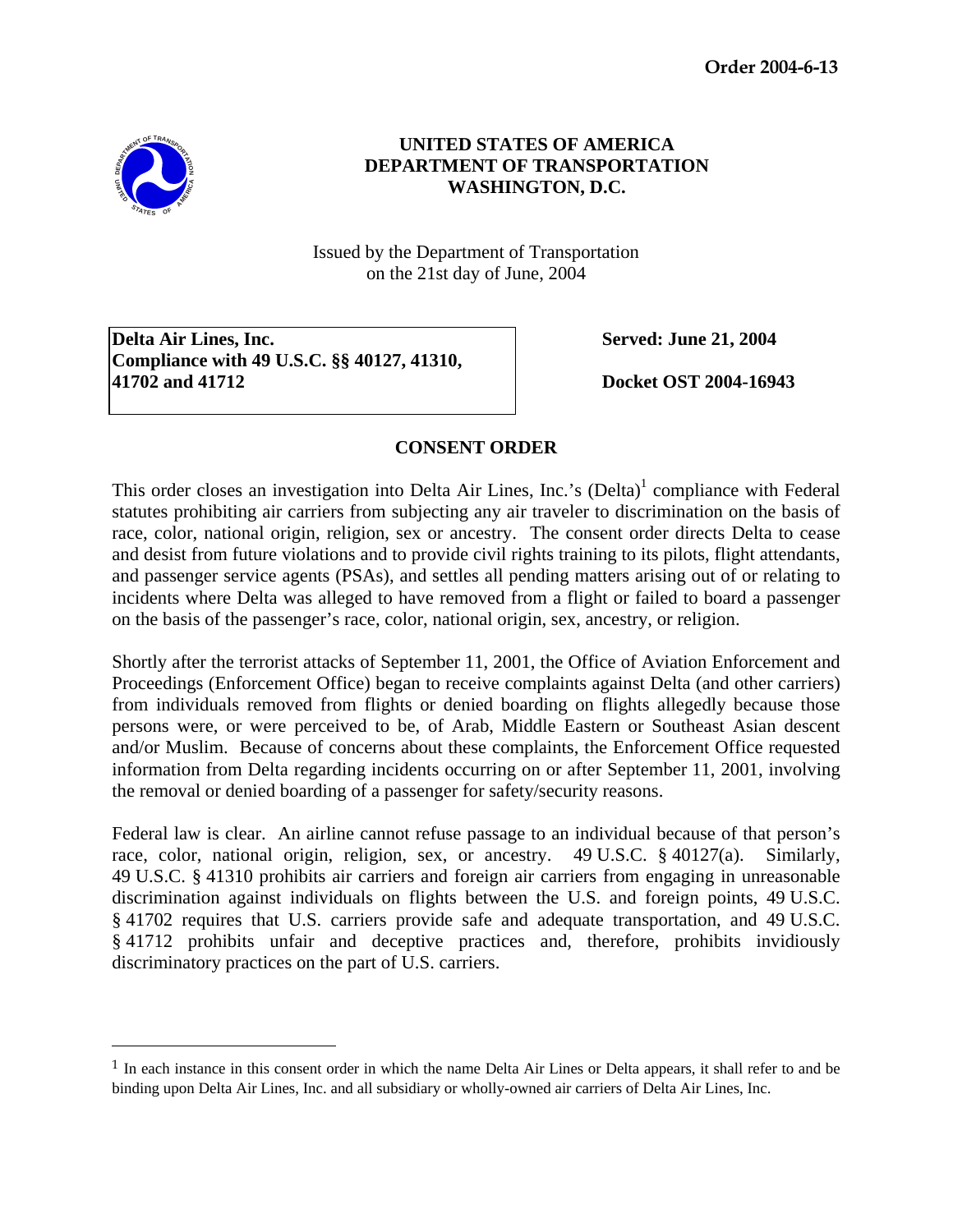**Order 2004-6-13**

**UNITED STATES OF AMERICA**
**DEPARTMENT OF TRANSPORTATION**
**WASHINGTON, D.C.**

Issued by the Department of Transportation
on the 21st day of June, 2004

| | |
|---|---|
| **Delta Air Lines, Inc.**<br>**Compliance with 49 U.S.C. §§ 40127, 41310, 41702 and 41712** | **Served: June 21, 2004**<br><br>**Docket OST 2004-16943** |

## CONSENT ORDER

This order closes an investigation into Delta Air Lines, Inc.'s (Delta)[1] compliance with Federal statutes prohibiting air carriers from subjecting any air traveler to discrimination on the basis of race, color, national origin, religion, sex or ancestry. The consent order directs Delta to cease and desist from future violations and to provide civil rights training to its pilots, flight attendants, and passenger service agents (PSAs), and settles all pending matters arising out of or relating to incidents where Delta was alleged to have removed from a flight or failed to board a passenger on the basis of the passenger's race, color, national origin, sex, ancestry, or religion.

Shortly after the terrorist attacks of September 11, 2001, the Office of Aviation Enforcement and Proceedings (Enforcement Office) began to receive complaints against Delta (and other carriers) from individuals removed from flights or denied boarding on flights allegedly because those persons were, or were perceived to be, of Arab, Middle Eastern or Southeast Asian descent and/or Muslim. Because of concerns about these complaints, the Enforcement Office requested information from Delta regarding incidents occurring on or after September 11, 2001, involving the removal or denied boarding of a passenger for safety/security reasons.

Federal law is clear. An airline cannot refuse passage to an individual because of that person's race, color, national origin, religion, sex, or ancestry. 49 U.S.C. § 40127(a). Similarly, 49 U.S.C. § 41310 prohibits air carriers and foreign air carriers from engaging in unreasonable discrimination against individuals on flights between the U.S. and foreign points, 49 U.S.C. § 41702 requires that U.S. carriers provide safe and adequate transportation, and 49 U.S.C. § 41712 prohibits unfair and deceptive practices and, therefore, prohibits invidiously discriminatory practices on the part of U.S. carriers.

---

[1] In each instance in this consent order in which the name Delta Air Lines or Delta appears, it shall refer to and be binding upon Delta Air Lines, Inc. and all subsidiary or wholly-owned air carriers of Delta Air Lines, Inc.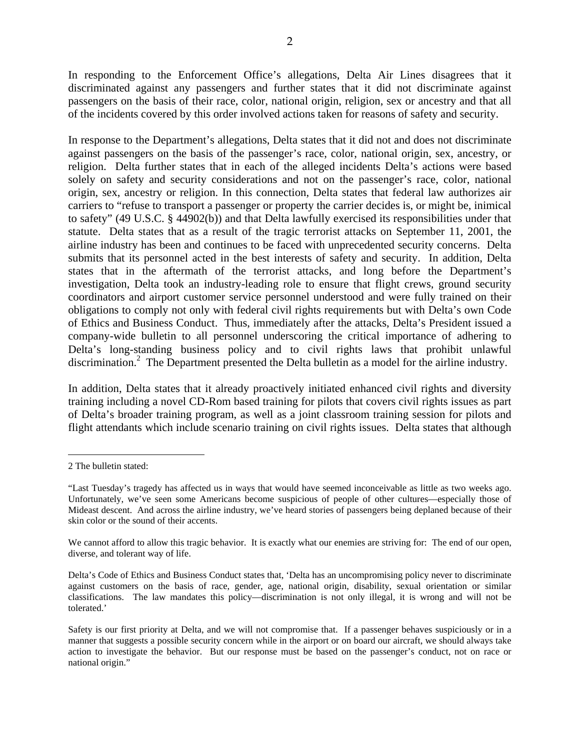In responding to the Enforcement Office's allegations, Delta Air Lines disagrees that it discriminated against any passengers and further states that it did not discriminate against passengers on the basis of their race, color, national origin, religion, sex or ancestry and that all of the incidents covered by this order involved actions taken for reasons of safety and security.

In response to the Department's allegations, Delta states that it did not and does not discriminate against passengers on the basis of the passenger's race, color, national origin, sex, ancestry, or religion. Delta further states that in each of the alleged incidents Delta's actions were based solely on safety and security considerations and not on the passenger's race, color, national origin, sex, ancestry or religion. In this connection, Delta states that federal law authorizes air carriers to "refuse to transport a passenger or property the carrier decides is, or might be, inimical to safety" (49 U.S.C. § 44902(b)) and that Delta lawfully exercised its responsibilities under that statute. Delta states that as a result of the tragic terrorist attacks on September 11, 2001, the airline industry has been and continues to be faced with unprecedented security concerns. Delta submits that its personnel acted in the best interests of safety and security. In addition, Delta states that in the aftermath of the terrorist attacks, and long before the Department's investigation, Delta took an industry-leading role to ensure that flight crews, ground security coordinators and airport customer service personnel understood and were fully trained on their obligations to comply not only with federal civil rights requirements but with Delta's own Code of Ethics and Business Conduct. Thus, immediately after the attacks, Delta's President issued a company-wide bulletin to all personnel underscoring the critical importance of adhering to Delta's long-standing business policy and to civil rights laws that prohibit unlawful discrimination.[2] The Department presented the Delta bulletin as a model for the airline industry.

In addition, Delta states that it already proactively initiated enhanced civil rights and diversity training including a novel CD-Rom based training for pilots that covers civil rights issues as part of Delta's broader training program, as well as a joint classroom training session for pilots and flight attendants which include scenario training on civil rights issues. Delta states that although

---

2 The bulletin stated:

"Last Tuesday's tragedy has affected us in ways that would have seemed inconceivable as little as two weeks ago. Unfortunately, we've seen some Americans become suspicious of people of other cultures—especially those of Mideast descent. And across the airline industry, we've heard stories of passengers being deplaned because of their skin color or the sound of their accents.

We cannot afford to allow this tragic behavior. It is exactly what our enemies are striving for: The end of our open, diverse, and tolerant way of life.

Delta's Code of Ethics and Business Conduct states that, 'Delta has an uncompromising policy never to discriminate against customers on the basis of race, gender, age, national origin, disability, sexual orientation or similar classifications. The law mandates this policy—discrimination is not only illegal, it is wrong and will not be tolerated.'

Safety is our first priority at Delta, and we will not compromise that. If a passenger behaves suspiciously or in a manner that suggests a possible security concern while in the airport or on board our aircraft, we should always take action to investigate the behavior. But our response must be based on the passenger's conduct, not on race or national origin."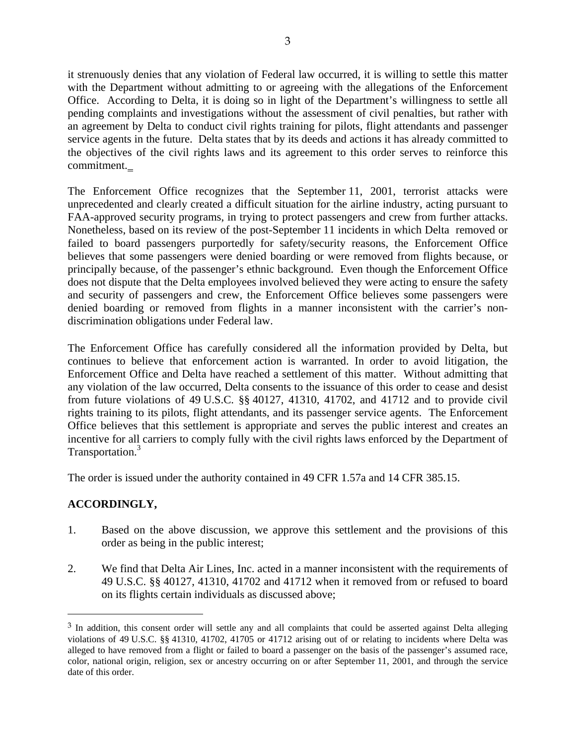it strenuously denies that any violation of Federal law occurred, it is willing to settle this matter with the Department without admitting to or agreeing with the allegations of the Enforcement Office. According to Delta, it is doing so in light of the Department's willingness to settle all pending complaints and investigations without the assessment of civil penalties, but rather with an agreement by Delta to conduct civil rights training for pilots, flight attendants and passenger service agents in the future. Delta states that by its deeds and actions it has already committed to the objectives of the civil rights laws and its agreement to this order serves to reinforce this commitment.

The Enforcement Office recognizes that the September 11, 2001, terrorist attacks were unprecedented and clearly created a difficult situation for the airline industry, acting pursuant to FAA-approved security programs, in trying to protect passengers and crew from further attacks. Nonetheless, based on its review of the post-September 11 incidents in which Delta removed or failed to board passengers purportedly for safety/security reasons, the Enforcement Office believes that some passengers were denied boarding or were removed from flights because, or principally because, of the passenger's ethnic background. Even though the Enforcement Office does not dispute that the Delta employees involved believed they were acting to ensure the safety and security of passengers and crew, the Enforcement Office believes some passengers were denied boarding or removed from flights in a manner inconsistent with the carrier's non-discrimination obligations under Federal law.

The Enforcement Office has carefully considered all the information provided by Delta, but continues to believe that enforcement action is warranted. In order to avoid litigation, the Enforcement Office and Delta have reached a settlement of this matter. Without admitting that any violation of the law occurred, Delta consents to the issuance of this order to cease and desist from future violations of 49 U.S.C. §§ 40127, 41310, 41702, and 41712 and to provide civil rights training to its pilots, flight attendants, and its passenger service agents. The Enforcement Office believes that this settlement is appropriate and serves the public interest and creates an incentive for all carriers to comply fully with the civil rights laws enforced by the Department of Transportation.[3]

The order is issued under the authority contained in 49 CFR 1.57a and 14 CFR 385.15.

**ACCORDINGLY,**

1. Based on the above discussion, we approve this settlement and the provisions of this order as being in the public interest;

2. We find that Delta Air Lines, Inc. acted in a manner inconsistent with the requirements of 49 U.S.C. §§ 40127, 41310, 41702 and 41712 when it removed from or refused to board on its flights certain individuals as discussed above;

---

[3] In addition, this consent order will settle any and all complaints that could be asserted against Delta alleging violations of 49 U.S.C. §§ 41310, 41702, 41705 or 41712 arising out of or relating to incidents where Delta was alleged to have removed from a flight or failed to board a passenger on the basis of the passenger's assumed race, color, national origin, religion, sex or ancestry occurring on or after September 11, 2001, and through the service date of this order.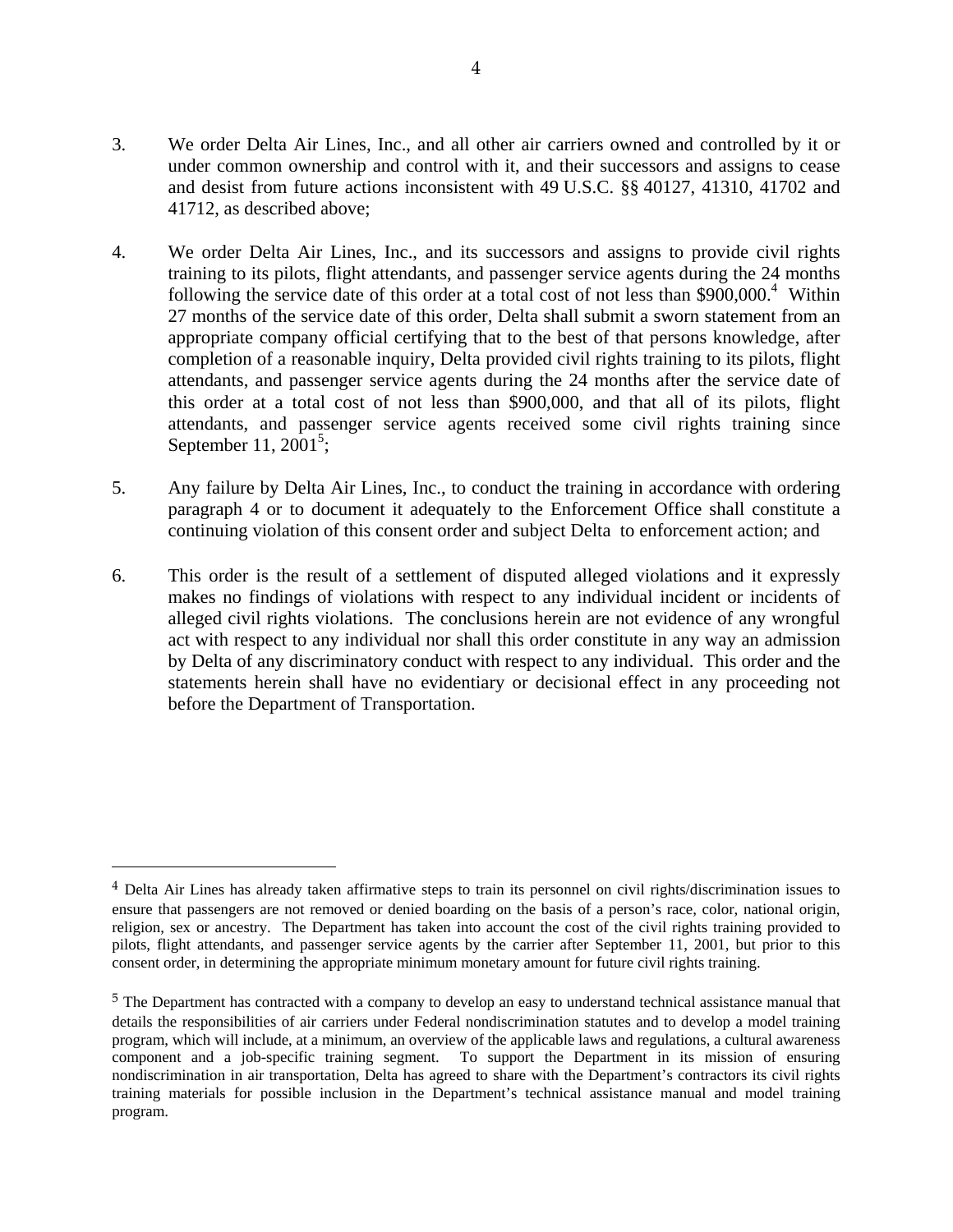3. We order Delta Air Lines, Inc., and all other air carriers owned and controlled by it or under common ownership and control with it, and their successors and assigns to cease and desist from future actions inconsistent with 49 U.S.C. §§ 40127, 41310, 41702 and 41712, as described above;

4. We order Delta Air Lines, Inc., and its successors and assigns to provide civil rights training to its pilots, flight attendants, and passenger service agents during the 24 months following the service date of this order at a total cost of not less than $900,000.[4] Within 27 months of the service date of this order, Delta shall submit a sworn statement from an appropriate company official certifying that to the best of that persons knowledge, after completion of a reasonable inquiry, Delta provided civil rights training to its pilots, flight attendants, and passenger service agents during the 24 months after the service date of this order at a total cost of not less than $900,000, and that all of its pilots, flight attendants, and passenger service agents received some civil rights training since September 11, 2001[5];

5. Any failure by Delta Air Lines, Inc., to conduct the training in accordance with ordering paragraph 4 or to document it adequately to the Enforcement Office shall constitute a continuing violation of this consent order and subject Delta to enforcement action; and

6. This order is the result of a settlement of disputed alleged violations and it expressly makes no findings of violations with respect to any individual incident or incidents of alleged civil rights violations. The conclusions herein are not evidence of any wrongful act with respect to any individual nor shall this order constitute in any way an admission by Delta of any discriminatory conduct with respect to any individual. This order and the statements herein shall have no evidentiary or decisional effect in any proceeding not before the Department of Transportation.

---

[4] Delta Air Lines has already taken affirmative steps to train its personnel on civil rights/discrimination issues to ensure that passengers are not removed or denied boarding on the basis of a person's race, color, national origin, religion, sex or ancestry. The Department has taken into account the cost of the civil rights training provided to pilots, flight attendants, and passenger service agents by the carrier after September 11, 2001, but prior to this consent order, in determining the appropriate minimum monetary amount for future civil rights training.

[5] The Department has contracted with a company to develop an easy to understand technical assistance manual that details the responsibilities of air carriers under Federal nondiscrimination statutes and to develop a model training program, which will include, at a minimum, an overview of the applicable laws and regulations, a cultural awareness component and a job-specific training segment. To support the Department in its mission of ensuring nondiscrimination in air transportation, Delta has agreed to share with the Department's contractors its civil rights training materials for possible inclusion in the Department's technical assistance manual and model training program.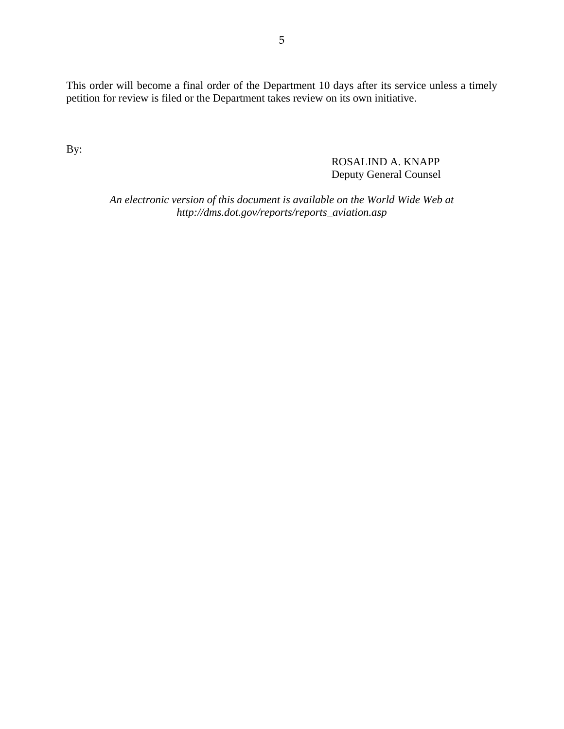This order will become a final order of the Department 10 days after its service unless a timely petition for review is filed or the Department takes review on its own initiative.

By:

ROSALIND A. KNAPP
Deputy General Counsel

*An electronic version of this document is available on the World Wide Web at http://dms.dot.gov/reports/reports_aviation.asp*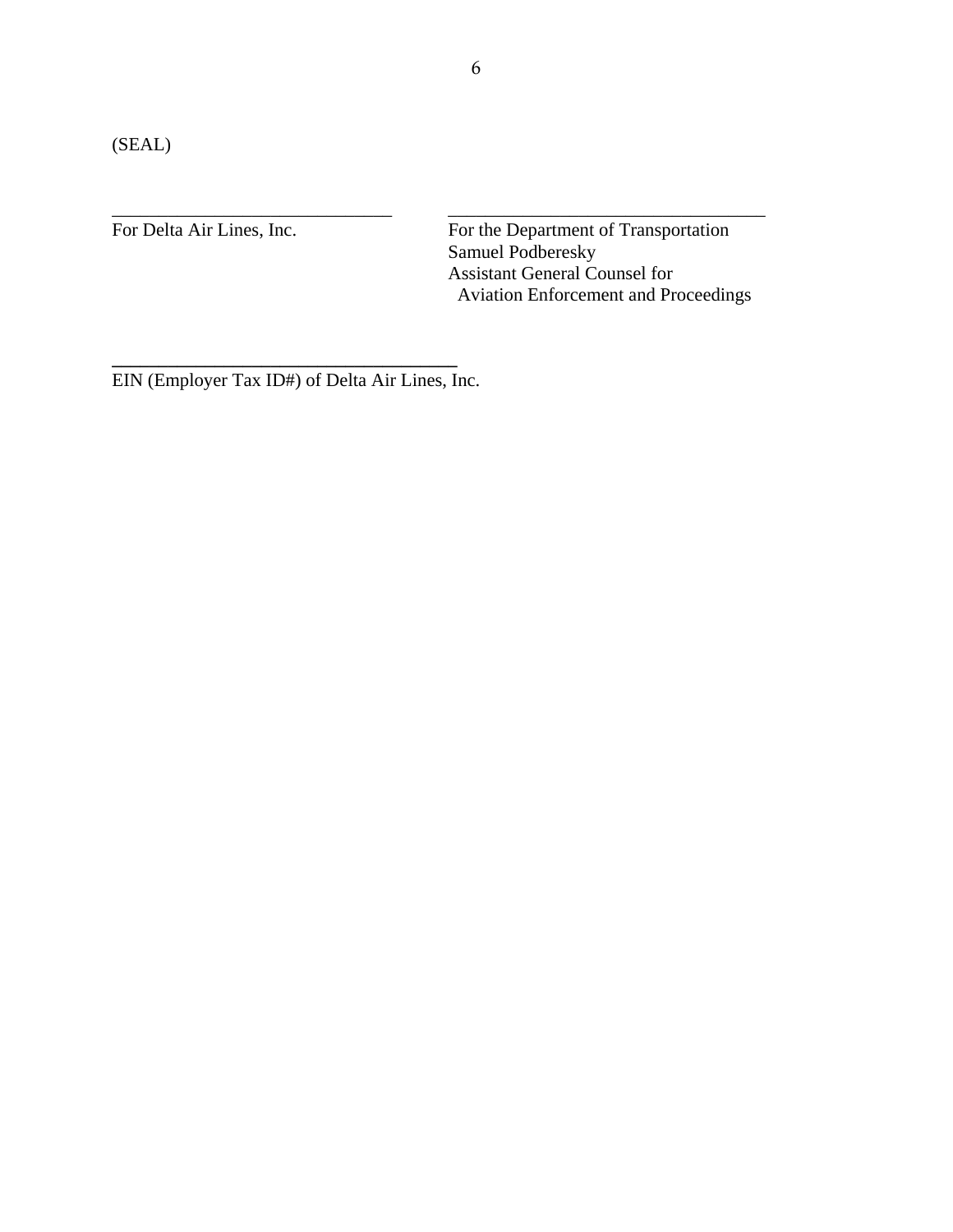(SEAL)

| | |
|---|---|
| \_\_\_\_\_\_\_\_\_\_\_\_\_\_\_\_\_\_\_\_\_\_\_\_\_\_\_\_\_\_ | \_\_\_\_\_\_\_\_\_\_\_\_\_\_\_\_\_\_\_\_\_\_\_\_\_\_\_\_\_\_\_\_\_\_ |
| For Delta Air Lines, Inc. | For the Department of Transportation<br>Samuel Podberesky<br>Assistant General Counsel for<br>Aviation Enforcement and Proceedings |

\_\_\_\_\_\_\_\_\_\_\_\_\_\_\_\_\_\_\_\_\_\_\_\_\_\_\_\_\_\_\_\_\_\_\_\_

EIN (Employer Tax ID#) of Delta Air Lines, Inc.